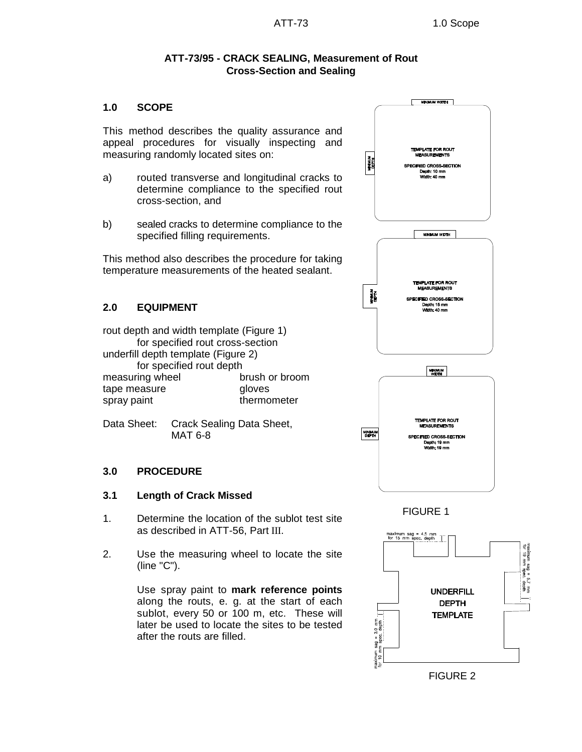# ATT-73/95 - CRACK SEALING, Measurement of Rout Cross-Section and Sealing

## 1.0 SCOPE

This method describes the quality assurance and appeal procedures for visually inspecting and measuring randomly located sites on:

a) routed transverse and longitudinal cracks to determine compliance to the specified rout cross-section, and

b) sealed cracks to determine compliance to the specified filling requirements.

This method also describes the procedure for taking temperature measurements of the heated sealant.

## 2.0 EQUIPMENT

rout depth and width template (Figure 1)
for specified rout cross-section
underfill depth template (Figure 2)
for specified rout depth

| | |
|---|---|
| measuring wheel | brush or broom |
| tape measure | gloves |
| spray paint | thermometer |

Data Sheet: Crack Sealing Data Sheet, MAT 6-8

## 3.0 PROCEDURE

### 3.1 Length of Crack Missed

1. Determine the location of the sublot test site as described in ATT-56, Part III.

2. Use the measuring wheel to locate the site (line "C").

   Use spray paint to **mark reference points** along the routs, e. g. at the start of each sublot, every 50 or 100 m, etc. These will later be used to locate the sites to be tested after the routs are filled.

MINIMUM WIDTH

MINIMUM DEPTH

TEMPLATE FOR ROUT MEASUREMENTS

SPECIFIED CROSS-SECTION
Depth: 10 mm
Width: 40 mm

MINIMUM WIDTH

MINIMUM DEPTH

TEMPLATE FOR ROUT MEASUREMENTS

SPECIFIED CROSS-SECTION
Depth: 15 mm
Width: 40 mm

MINIMUM WIDTH

MINIMUM DEPTH

TEMPLATE FOR ROUT MEASUREMENTS

SPECIFIED CROSS-SECTION
Depth: 19 mm
Width: 19 mm

FIGURE 1

maximum sag = 4.5 mm for 15 mm spec. depth

maximum sag = 5.7 mm for 19 mm spec. depth

maximum sag = 3.0 mm for 10 mm spec. depth

UNDERFILL DEPTH TEMPLATE

FIGURE 2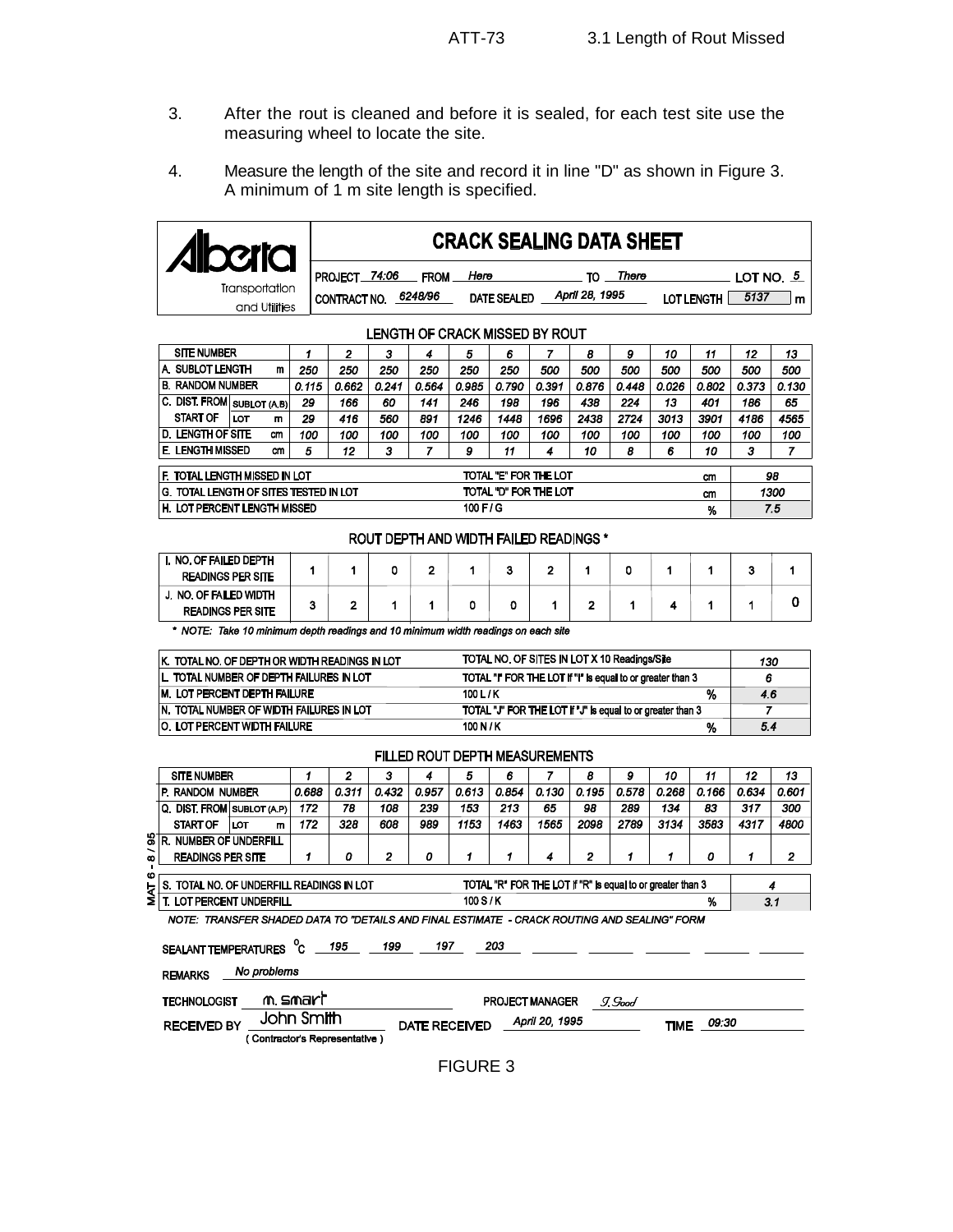3. After the rout is cleaned and before it is sealed, for each test site use the measuring wheel to locate the site.

4. Measure the length of the site and record it in line "D" as shown in Figure 3. A minimum of 1 m site length is specified.

**Alberta** Transportation and Utilities

## CRACK SEALING DATA SHEET

PROJECT 74:06 FROM Here TO There LOT NO. 5

CONTRACT NO. 6248/96 DATE SEALED April 28, 1995 LOT LENGTH 5137 m

### LENGTH OF CRACK MISSED BY ROUT

| SITE NUMBER | | 1 | 2 | 3 | 4 | 5 | 6 | 7 | 8 | 9 | 10 | 11 | 12 | 13 |
|---|---|---|---|---|---|---|---|---|---|---|---|---|---|---|
| A. SUBLOT LENGTH | m | 250 | 250 | 250 | 250 | 250 | 250 | 500 | 500 | 500 | 500 | 500 | 500 | 500 |
| B. RANDOM NUMBER | | 0.115 | 0.662 | 0.241 | 0.564 | 0.985 | 0.790 | 0.391 | 0.876 | 0.448 | 0.026 | 0.802 | 0.373 | 0.130 |
| C. DIST. FROM START OF | SUBLOT (A,B) | 29 | 166 | 60 | 141 | 246 | 198 | 196 | 438 | 224 | 13 | 401 | 186 | 65 |
| | LOT m | 29 | 416 | 560 | 891 | 1246 | 1448 | 1696 | 2438 | 2724 | 3013 | 3901 | 4186 | 4565 |
| D. LENGTH OF SITE | cm | 100 | 100 | 100 | 100 | 100 | 100 | 100 | 100 | 100 | 100 | 100 | 100 | 100 |
| E. LENGTH MISSED | cm | 5 | 12 | 3 | 7 | 9 | 11 | 4 | 10 | 8 | 6 | 10 | 3 | 7 |

| | | | |
|---|---|---|---|
| F. TOTAL LENGTH MISSED IN LOT | TOTAL "E" FOR THE LOT | cm | 98 |
| G. TOTAL LENGTH OF SITES TESTED IN LOT | TOTAL "D" FOR THE LOT | cm | 1300 |
| H. LOT PERCENT LENGTH MISSED | 100 F / G | % | 7.5 |

### ROUT DEPTH AND WIDTH FAILED READINGS *

| | 1 | 2 | 3 | 4 | 5 | 6 | 7 | 8 | 9 | 10 | 11 | 12 | 13 |
|---|---|---|---|---|---|---|---|---|---|---|---|---|---|
| I. NO. OF FAILED DEPTH READINGS PER SITE | 1 | 1 | 0 | 2 | 1 | 3 | 2 | 1 | 0 | 1 | 1 | 3 | 1 |
| J. NO. OF FAILED WIDTH READINGS PER SITE | 3 | 2 | 1 | 1 | 0 | 0 | 1 | 2 | 1 | 4 | 1 | 1 | 0 |

*\* NOTE: Take 10 minimum depth readings and 10 minimum width readings on each site*

| | | | |
|---|---|---|---|
| K. TOTAL NO. OF DEPTH OR WIDTH READINGS IN LOT | TOTAL NO. OF SITES IN LOT X 10 Readings/Site | | 130 |
| L. TOTAL NUMBER OF DEPTH FAILURES IN LOT | TOTAL "I" FOR THE LOT if "I" is equal to or greater than 3 | | 6 |
| M. LOT PERCENT DEPTH FAILURE | 100 L / K | % | 4.6 |
| N. TOTAL NUMBER OF WIDTH FAILURES IN LOT | TOTAL "J" FOR THE LOT if "J" is equal to or greater than 3 | | 7 |
| O. LOT PERCENT WIDTH FAILURE | 100 N / K | % | 5.4 |

### FILLED ROUT DEPTH MEASUREMENTS

| SITE NUMBER | | 1 | 2 | 3 | 4 | 5 | 6 | 7 | 8 | 9 | 10 | 11 | 12 | 13 |
|---|---|---|---|---|---|---|---|---|---|---|---|---|---|---|
| P. RANDOM NUMBER | | 0.688 | 0.311 | 0.432 | 0.957 | 0.613 | 0.854 | 0.130 | 0.195 | 0.578 | 0.268 | 0.166 | 0.634 | 0.601 |
| Q. DIST. FROM START OF | SUBLOT (A,P) | 172 | 78 | 108 | 239 | 153 | 213 | 65 | 98 | 289 | 134 | 83 | 317 | 300 |
| | LOT m | 172 | 328 | 608 | 989 | 1153 | 1463 | 1565 | 2098 | 2789 | 3134 | 3583 | 4317 | 4800 |
| R. NUMBER OF UNDERFILL READINGS PER SITE | | 1 | 0 | 2 | 0 | 1 | 1 | 4 | 2 | 1 | 1 | 0 | 1 | 2 |

| | | | |
|---|---|---|---|
| S. TOTAL NO. OF UNDERFILL READINGS IN LOT | TOTAL "R" FOR THE LOT if "R" is equal to or greater than 3 | | 4 |
| T. LOT PERCENT UNDERFILL | 100 S / K | % | 3.1 |

*NOTE: TRANSFER SHADED DATA TO "DETAILS AND FINAL ESTIMATE - CRACK ROUTING AND SEALING" FORM*

SEALANT TEMPERATURES °C 195 199 197 203

REMARKS No problems

TECHNOLOGIST M. Smart PROJECT MANAGER J. Good

RECEIVED BY John Smith (Contractor's Representative) DATE RECEIVED April 20, 1995 TIME 09:30

MAT 6 - 8 / 95

FIGURE 3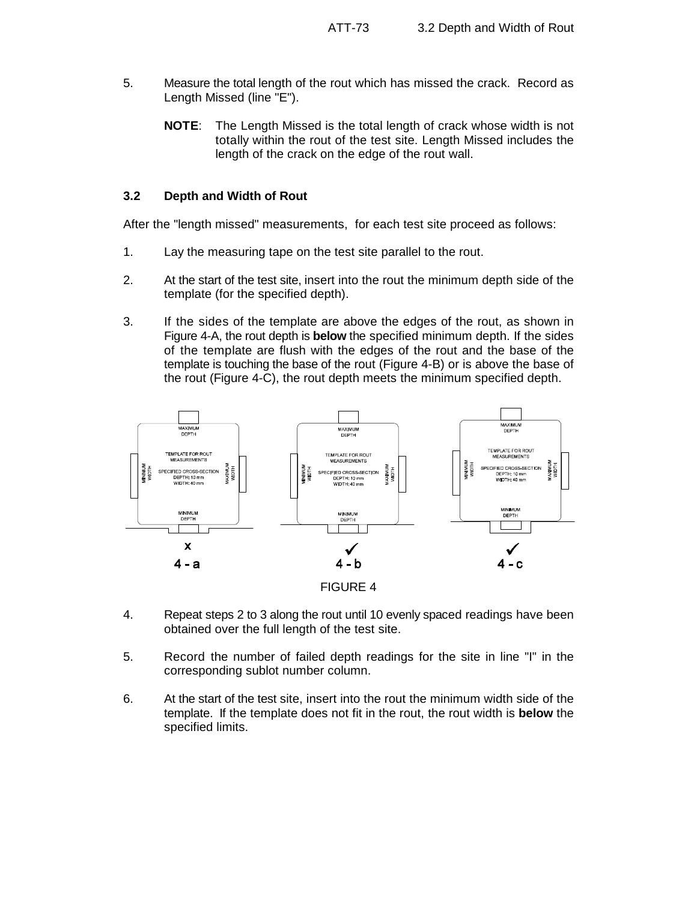5. Measure the total length of the rout which has missed the crack. Record as Length Missed (line "E").

   **NOTE**: The Length Missed is the total length of crack whose width is not totally within the rout of the test site. Length Missed includes the length of the crack on the edge of the rout wall.

### 3.2 Depth and Width of Rout

After the "length missed" measurements, for each test site proceed as follows:

1. Lay the measuring tape on the test site parallel to the rout.

2. At the start of the test site, insert into the rout the minimum depth side of the template (for the specified depth).

3. If the sides of the template are above the edges of the rout, as shown in Figure 4-A, the rout depth is **below** the specified minimum depth. If the sides of the template are flush with the edges of the rout and the base of the template is touching the base of the rout (Figure 4-B) or is above the base of the rout (Figure 4-C), the rout depth meets the minimum specified depth.

FIGURE 4

4. Repeat steps 2 to 3 along the rout until 10 evenly spaced readings have been obtained over the full length of the test site.

5. Record the number of failed depth readings for the site in line "I" in the corresponding sublot number column.

6. At the start of the test site, insert into the rout the minimum width side of the template. If the template does not fit in the rout, the rout width is **below** the specified limits.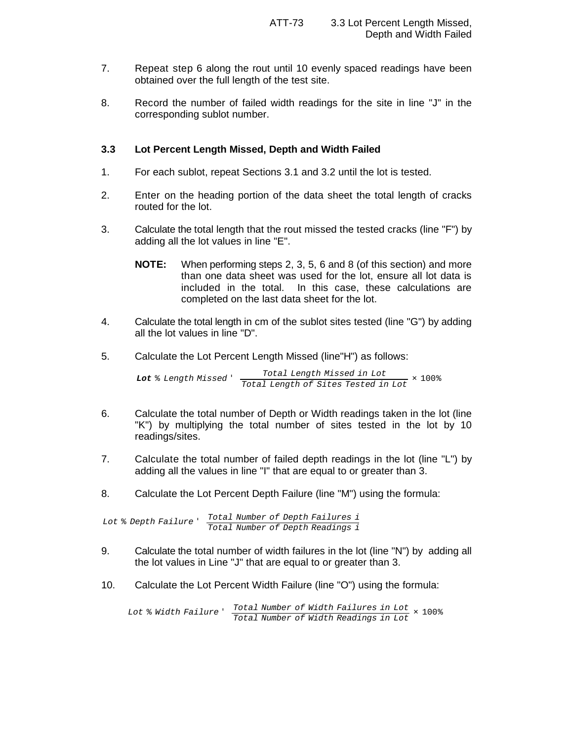7. Repeat step 6 along the rout until 10 evenly spaced readings have been obtained over the full length of the test site.

8. Record the number of failed width readings for the site in line "J" in the corresponding sublot number.

### 3.3 Lot Percent Length Missed, Depth and Width Failed

1. For each sublot, repeat Sections 3.1 and 3.2 until the lot is tested.

2. Enter on the heading portion of the data sheet the total length of cracks routed for the lot.

3. Calculate the total length that the rout missed the tested cracks (line "F") by adding all the lot values in line "E".

   **NOTE:** When performing steps 2, 3, 5, 6 and 8 (of this section) and more than one data sheet was used for the lot, ensure all lot data is included in the total. In this case, these calculations are completed on the last data sheet for the lot.

4. Calculate the total length in cm of the sublot sites tested (line "G") by adding all the lot values in line "D".

5. Calculate the Lot Percent Length Missed (line"H") as follows:

$$\textbf{Lot}\ \%\ Length\ Missed = \frac{Total\ Length\ Missed\ in\ Lot}{Total\ Length\ of\ Sites\ Tested\ in\ Lot} \times 100\%$$

6. Calculate the total number of Depth or Width readings taken in the lot (line "K") by multiplying the total number of sites tested in the lot by 10 readings/sites.

7. Calculate the total number of failed depth readings in the lot (line "L") by adding all the values in line "I" that are equal to or greater than 3.

8. Calculate the Lot Percent Depth Failure (line "M") using the formula:

$$Lot\ \%\ Depth\ Failure = \frac{Total\ Number\ of\ Depth\ Failures\ i}{Total\ Number\ of\ Depth\ Readings\ i}$$

9. Calculate the total number of width failures in the lot (line "N") by adding all the lot values in Line "J" that are equal to or greater than 3.

10. Calculate the Lot Percent Width Failure (line "O") using the formula:

$$Lot\ \%\ Width\ Failure = \frac{Total\ Number\ of\ Width\ Failures\ in\ Lot}{Total\ Number\ of\ Width\ Readings\ in\ Lot} \times 100\%$$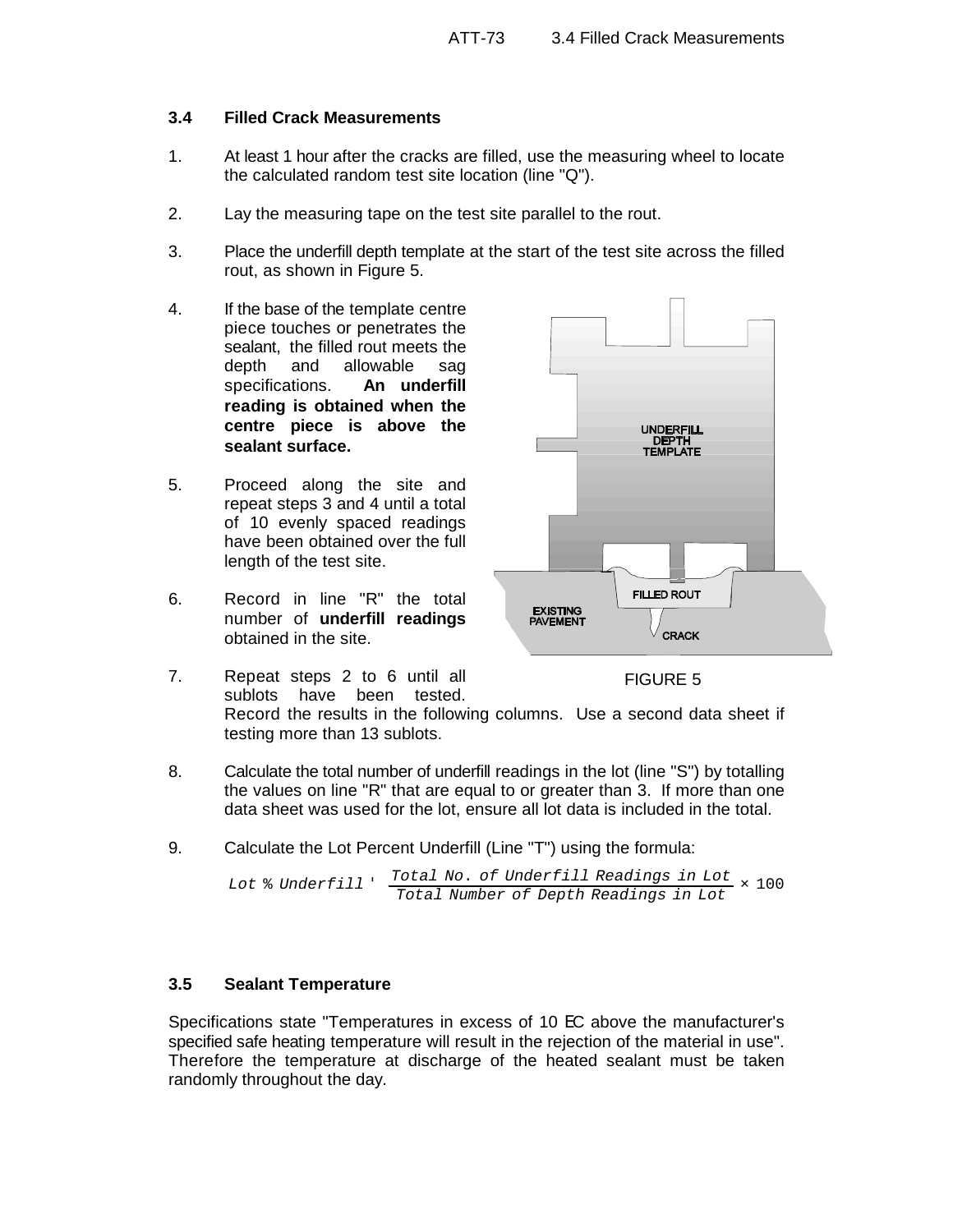## 3.4 Filled Crack Measurements

1. At least 1 hour after the cracks are filled, use the measuring wheel to locate the calculated random test site location (line "Q").

2. Lay the measuring tape on the test site parallel to the rout.

3. Place the underfill depth template at the start of the test site across the filled rout, as shown in Figure 5.

4. If the base of the template centre piece touches or penetrates the sealant, the filled rout meets the depth and allowable sag specifications. **An underfill reading is obtained when the centre piece is above the sealant surface.**

5. Proceed along the site and repeat steps 3 and 4 until a total of 10 evenly spaced readings have been obtained over the full length of the test site.

6. Record in line "R" the total number of **underfill readings** obtained in the site.

7. Repeat steps 2 to 6 until all sublots have been tested. Record the results in the following columns. Use a second data sheet if testing more than 13 sublots.

FIGURE 5

8. Calculate the total number of underfill readings in the lot (line "S") by totalling the values on line "R" that are equal to or greater than 3. If more than one data sheet was used for the lot, ensure all lot data is included in the total.

9. Calculate the Lot Percent Underfill (Line "T") using the formula:

$$Lot\ \%\ Underfill = \frac{Total\ No.\ of\ Underfill\ Readings\ in\ Lot}{Total\ Number\ of\ Depth\ Readings\ in\ Lot} \times 100$$

## 3.5 Sealant Temperature

Specifications state "Temperatures in excess of 10 °C above the manufacturer's specified safe heating temperature will result in the rejection of the material in use". Therefore the temperature at discharge of the heated sealant must be taken randomly throughout the day.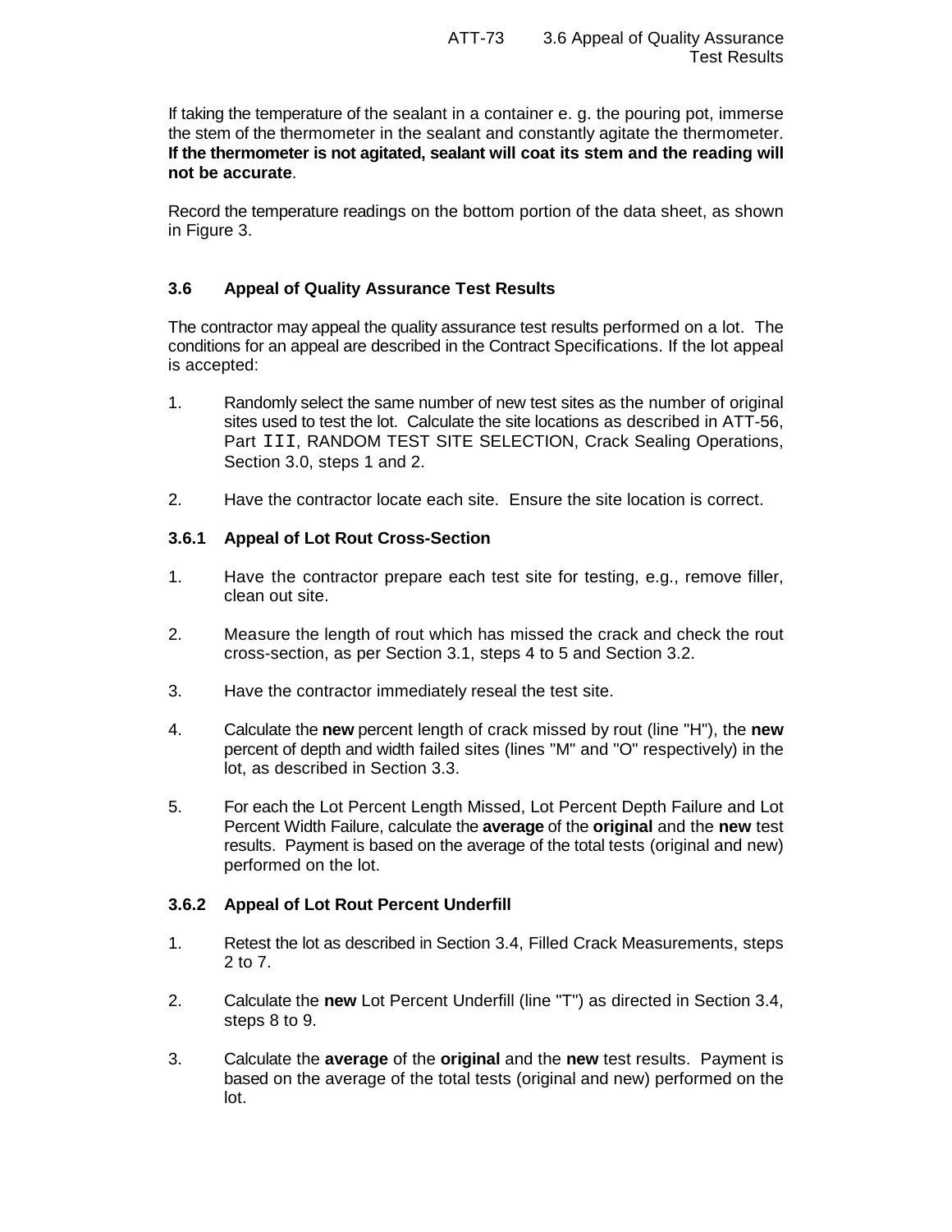If taking the temperature of the sealant in a container e. g. the pouring pot, immerse the stem of the thermometer in the sealant and constantly agitate the thermometer. **If the thermometer is not agitated, sealant will coat its stem and the reading will not be accurate**.

Record the temperature readings on the bottom portion of the data sheet, as shown in Figure 3.

### 3.6 Appeal of Quality Assurance Test Results

The contractor may appeal the quality assurance test results performed on a lot. The conditions for an appeal are described in the Contract Specifications. If the lot appeal is accepted:

1. Randomly select the same number of new test sites as the number of original sites used to test the lot. Calculate the site locations as described in ATT-56, Part III, RANDOM TEST SITE SELECTION, Crack Sealing Operations, Section 3.0, steps 1 and 2.
2. Have the contractor locate each site. Ensure the site location is correct.

#### 3.6.1 Appeal of Lot Rout Cross-Section

1. Have the contractor prepare each test site for testing, e.g., remove filler, clean out site.
2. Measure the length of rout which has missed the crack and check the rout cross-section, as per Section 3.1, steps 4 to 5 and Section 3.2.
3. Have the contractor immediately reseal the test site.
4. Calculate the **new** percent length of crack missed by rout (line "H"), the **new** percent of depth and width failed sites (lines "M" and "O" respectively) in the lot, as described in Section 3.3.
5. For each the Lot Percent Length Missed, Lot Percent Depth Failure and Lot Percent Width Failure, calculate the **average** of the **original** and the **new** test results. Payment is based on the average of the total tests (original and new) performed on the lot.

#### 3.6.2 Appeal of Lot Rout Percent Underfill

1. Retest the lot as described in Section 3.4, Filled Crack Measurements, steps 2 to 7.
2. Calculate the **new** Lot Percent Underfill (line "T") as directed in Section 3.4, steps 8 to 9.
3. Calculate the **average** of the **original** and the **new** test results. Payment is based on the average of the total tests (original and new) performed on the lot.